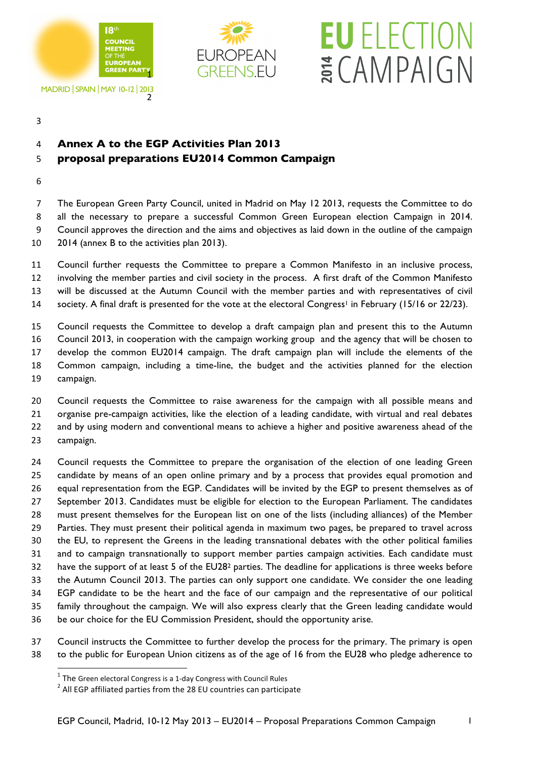**Annex A to the EGP Activities Plan 2013**
**proposal preparations EU2014 Common Campaign**

The European Green Party Council, united in Madrid on May 12 2013, requests the Committee to do all the necessary to prepare a successful Common Green European election Campaign in 2014. Council approves the direction and the aims and objectives as laid down in the outline of the campaign 2014 (annex B to the activities plan 2013).

Council further requests the Committee to prepare a Common Manifesto in an inclusive process, involving the member parties and civil society in the process. A first draft of the Common Manifesto will be discussed at the Autumn Council with the member parties and with representatives of civil society. A final draft is presented for the vote at the electoral Congress[1] in February (15/16 or 22/23).

Council requests the Committee to develop a draft campaign plan and present this to the Autumn Council 2013, in cooperation with the campaign working group and the agency that will be chosen to develop the common EU2014 campaign. The draft campaign plan will include the elements of the Common campaign, including a time-line, the budget and the activities planned for the election campaign.

Council requests the Committee to raise awareness for the campaign with all possible means and organise pre-campaign activities, like the election of a leading candidate, with virtual and real debates and by using modern and conventional means to achieve a higher and positive awareness ahead of the campaign.

Council requests the Committee to prepare the organisation of the election of one leading Green candidate by means of an open online primary and by a process that provides equal promotion and equal representation from the EGP. Candidates will be invited by the EGP to present themselves as of September 2013. Candidates must be eligible for election to the European Parliament. The candidates must present themselves for the European list on one of the lists (including alliances) of the Member Parties. They must present their political agenda in maximum two pages, be prepared to travel across the EU, to represent the Greens in the leading transnational debates with the other political families and to campaign transnationally to support member parties campaign activities. Each candidate must have the support of at least 5 of the EU28[2] parties. The deadline for applications is three weeks before the Autumn Council 2013. The parties can only support one candidate. We consider the one leading EGP candidate to be the heart and the face of our campaign and the representative of our political family throughout the campaign. We will also express clearly that the Green leading candidate would be our choice for the EU Commission President, should the opportunity arise.

Council instructs the Committee to further develop the process for the primary. The primary is open to the public for European Union citizens as of the age of 16 from the EU28 who pledge adherence to

---

[1] The Green electoral Congress is a 1-day Congress with Council Rules

[2] All EGP affiliated parties from the 28 EU countries can participate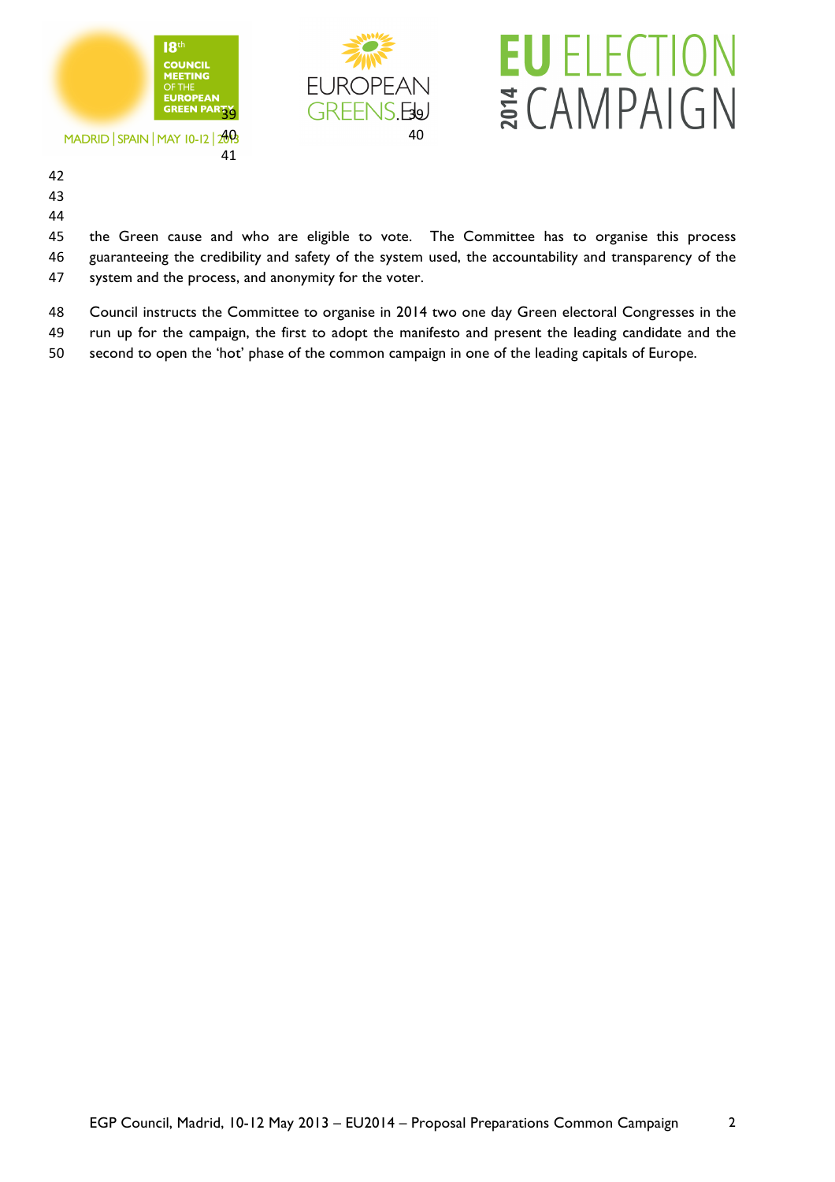the Green cause and who are eligible to vote. The Committee has to organise this process guaranteeing the credibility and safety of the system used, the accountability and transparency of the system and the process, and anonymity for the voter.

Council instructs the Committee to organise in 2014 two one day Green electoral Congresses in the run up for the campaign, the first to adopt the manifesto and present the leading candidate and the second to open the 'hot' phase of the common campaign in one of the leading capitals of Europe.